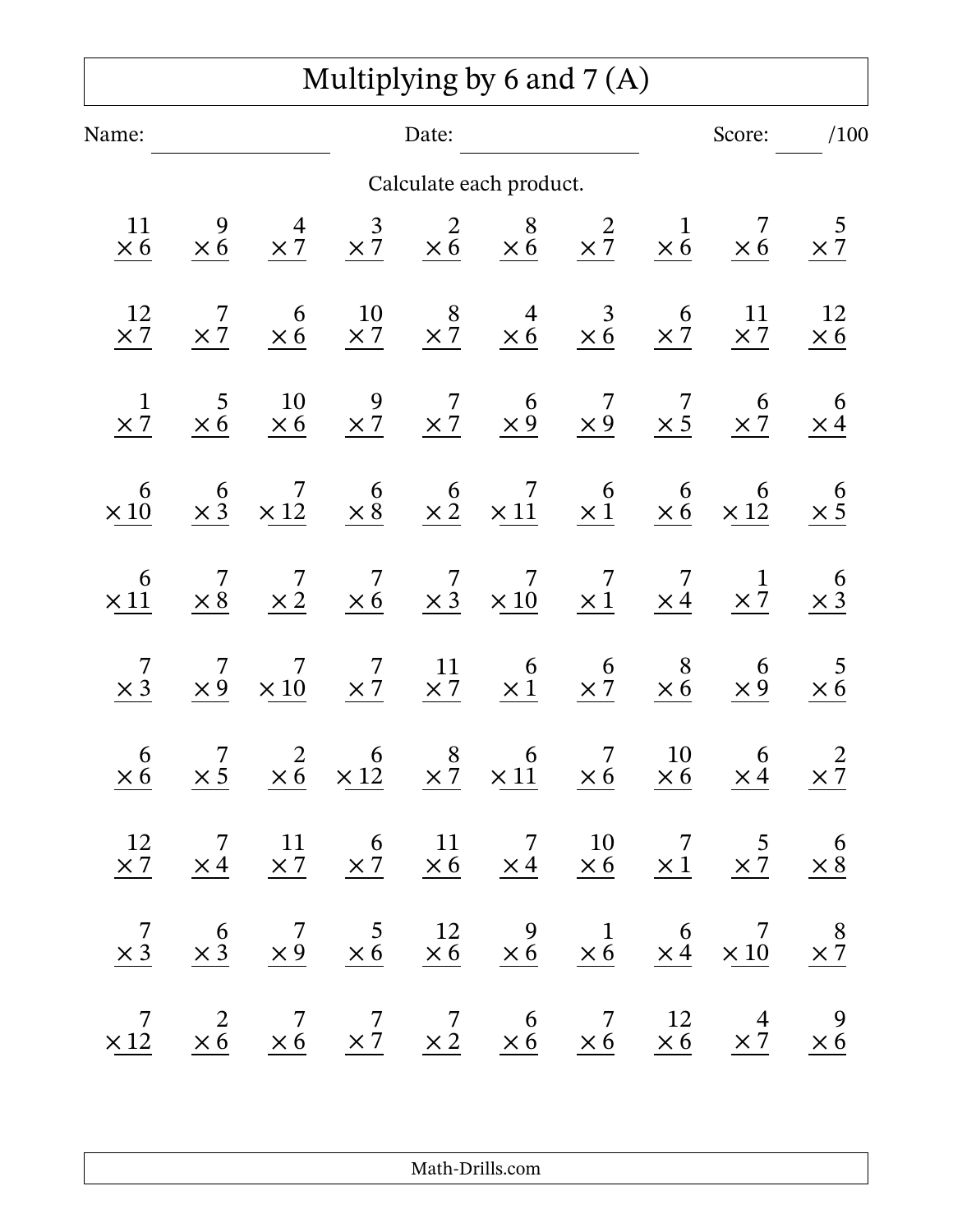# Multiplying by 6 and 7 (A)

Name: ________________ Date: ________________ Score: ____ /100

Calculate each product.

| | | | | | | | | | |
|---|---|---|---|---|---|---|---|---|---|
| $11 \times 6$ | $9 \times 6$ | $4 \times 7$ | $3 \times 7$ | $2 \times 6$ | $8 \times 6$ | $2 \times 7$ | $1 \times 6$ | $7 \times 6$ | $5 \times 7$ |
| $12 \times 7$ | $7 \times 7$ | $6 \times 6$ | $10 \times 7$ | $8 \times 7$ | $4 \times 6$ | $3 \times 6$ | $6 \times 7$ | $11 \times 7$ | $12 \times 6$ |
| $1 \times 7$ | $5 \times 6$ | $10 \times 6$ | $9 \times 7$ | $7 \times 7$ | $6 \times 9$ | $7 \times 9$ | $7 \times 5$ | $6 \times 7$ | $6 \times 4$ |
| $6 \times 10$ | $6 \times 3$ | $7 \times 12$ | $6 \times 8$ | $6 \times 2$ | $7 \times 11$ | $6 \times 1$ | $6 \times 6$ | $6 \times 12$ | $6 \times 5$ |
| $6 \times 11$ | $7 \times 8$ | $7 \times 2$ | $7 \times 6$ | $7 \times 3$ | $7 \times 10$ | $7 \times 1$ | $7 \times 4$ | $1 \times 7$ | $6 \times 3$ |
| $7 \times 3$ | $7 \times 9$ | $7 \times 10$ | $7 \times 7$ | $11 \times 7$ | $6 \times 1$ | $6 \times 7$ | $8 \times 6$ | $6 \times 9$ | $5 \times 6$ |
| $6 \times 6$ | $7 \times 5$ | $2 \times 6$ | $6 \times 12$ | $8 \times 7$ | $6 \times 11$ | $7 \times 6$ | $10 \times 6$ | $6 \times 4$ | $2 \times 7$ |
| $12 \times 7$ | $7 \times 4$ | $11 \times 7$ | $6 \times 7$ | $11 \times 6$ | $7 \times 4$ | $10 \times 6$ | $7 \times 1$ | $5 \times 7$ | $6 \times 8$ |
| $7 \times 3$ | $6 \times 3$ | $7 \times 9$ | $5 \times 6$ | $12 \times 6$ | $9 \times 6$ | $1 \times 6$ | $6 \times 4$ | $7 \times 10$ | $8 \times 7$ |
| $7 \times 12$ | $2 \times 6$ | $7 \times 6$ | $7 \times 7$ | $7 \times 2$ | $6 \times 6$ | $7 \times 6$ | $12 \times 6$ | $4 \times 7$ | $9 \times 6$ |

Math-Drills.com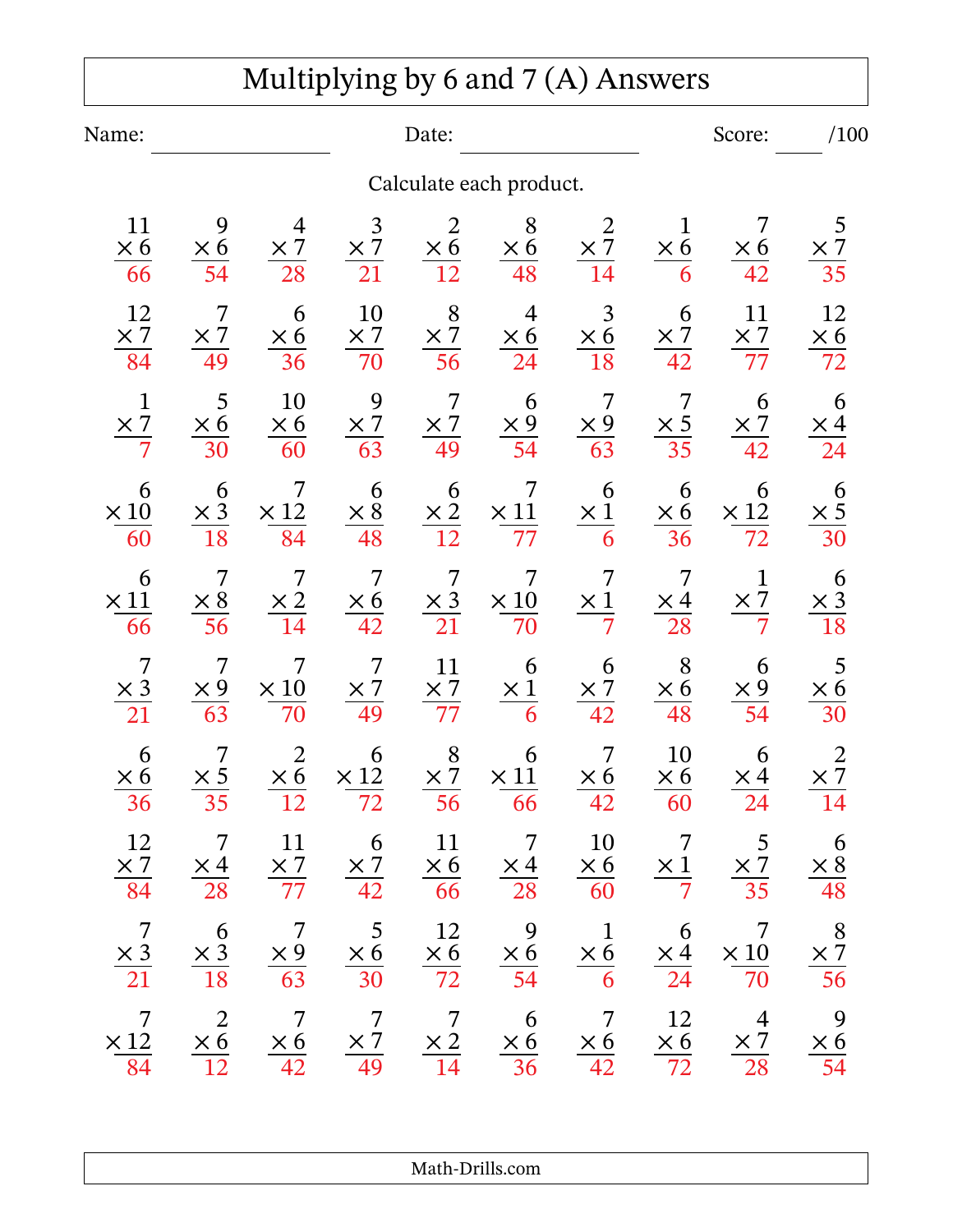# Multiplying by 6 and 7 (A) Answers

Name: \_\_\_\_\_\_\_\_\_\_\_\_ Date: \_\_\_\_\_\_\_\_\_\_\_\_ Score: \_\_\_\_/100

Calculate each product.

| | | | | | | | | | |
|---|---|---|---|---|---|---|---|---|---|
| $11 \times 6 = 66$ | $9 \times 6 = 54$ | $4 \times 7 = 28$ | $3 \times 7 = 21$ | $2 \times 6 = 12$ | $8 \times 6 = 48$ | $2 \times 7 = 14$ | $1 \times 6 = 6$ | $7 \times 6 = 42$ | $5 \times 7 = 35$ |
| $12 \times 7 = 84$ | $7 \times 7 = 49$ | $6 \times 6 = 36$ | $10 \times 7 = 70$ | $8 \times 7 = 56$ | $4 \times 6 = 24$ | $3 \times 6 = 18$ | $6 \times 7 = 42$ | $11 \times 7 = 77$ | $12 \times 6 = 72$ |
| $1 \times 7 = 7$ | $5 \times 6 = 30$ | $10 \times 6 = 60$ | $9 \times 7 = 63$ | $7 \times 7 = 49$ | $6 \times 9 = 54$ | $7 \times 9 = 63$ | $7 \times 5 = 35$ | $6 \times 7 = 42$ | $6 \times 4 = 24$ |
| $6 \times 10 = 60$ | $6 \times 3 = 18$ | $7 \times 12 = 84$ | $6 \times 8 = 48$ | $6 \times 2 = 12$ | $7 \times 11 = 77$ | $6 \times 1 = 6$ | $6 \times 6 = 36$ | $6 \times 12 = 72$ | $6 \times 5 = 30$ |
| $6 \times 11 = 66$ | $7 \times 8 = 56$ | $7 \times 2 = 14$ | $7 \times 6 = 42$ | $7 \times 3 = 21$ | $7 \times 10 = 70$ | $7 \times 1 = 7$ | $7 \times 4 = 28$ | $1 \times 7 = 7$ | $6 \times 3 = 18$ |
| $7 \times 3 = 21$ | $7 \times 9 = 63$ | $7 \times 10 = 70$ | $7 \times 7 = 49$ | $11 \times 7 = 77$ | $6 \times 1 = 6$ | $6 \times 7 = 42$ | $8 \times 6 = 48$ | $6 \times 9 = 54$ | $5 \times 6 = 30$ |
| $6 \times 6 = 36$ | $7 \times 5 = 35$ | $2 \times 6 = 12$ | $6 \times 12 = 72$ | $8 \times 7 = 56$ | $6 \times 11 = 66$ | $7 \times 6 = 42$ | $10 \times 6 = 60$ | $6 \times 4 = 24$ | $2 \times 7 = 14$ |
| $12 \times 7 = 84$ | $7 \times 4 = 28$ | $11 \times 7 = 77$ | $6 \times 7 = 42$ | $11 \times 6 = 66$ | $7 \times 4 = 28$ | $10 \times 6 = 60$ | $7 \times 1 = 7$ | $5 \times 7 = 35$ | $6 \times 8 = 48$ |
| $7 \times 3 = 21$ | $6 \times 3 = 18$ | $7 \times 9 = 63$ | $5 \times 6 = 30$ | $12 \times 6 = 72$ | $9 \times 6 = 54$ | $1 \times 6 = 6$ | $6 \times 4 = 24$ | $7 \times 10 = 70$ | $8 \times 7 = 56$ |
| $7 \times 12 = 84$ | $2 \times 6 = 12$ | $7 \times 6 = 42$ | $7 \times 7 = 49$ | $7 \times 2 = 14$ | $6 \times 6 = 36$ | $7 \times 6 = 42$ | $12 \times 6 = 72$ | $4 \times 7 = 28$ | $9 \times 6 = 54$ |

Math-Drills.com